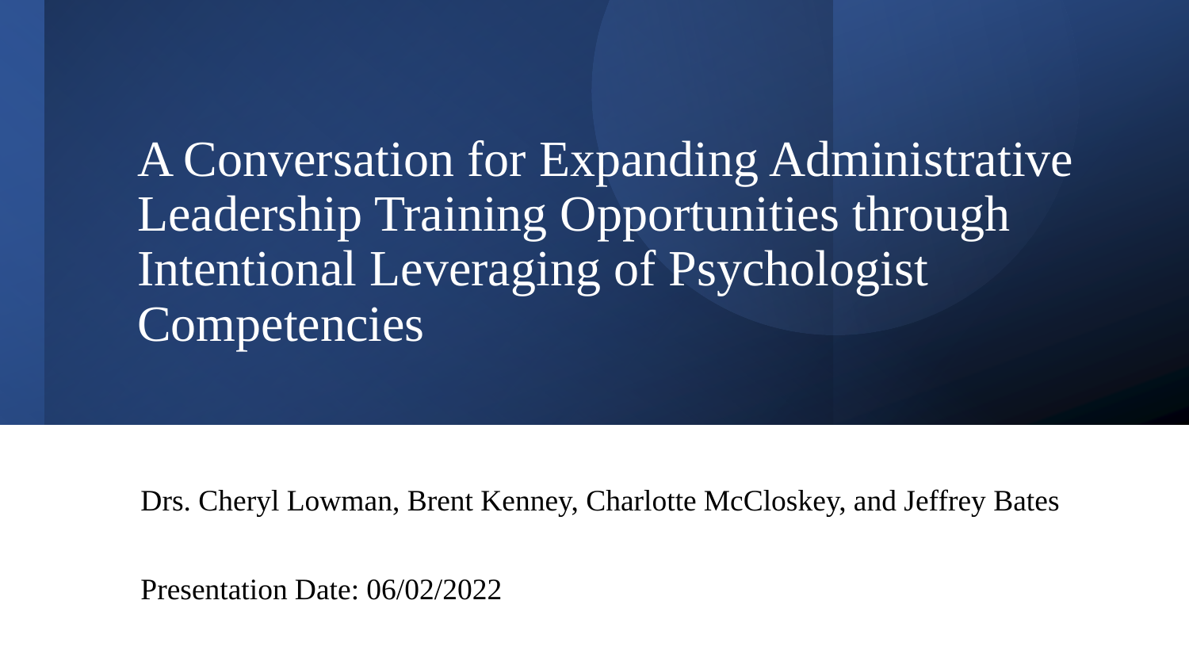# A Conversation for Expanding Administrative Leadership Training Opportunities through Intentional Leveraging of Psychologist Competencies

Drs. Cheryl Lowman, Brent Kenney, Charlotte McCloskey, and Jeffrey Bates

Presentation Date: 06/02/2022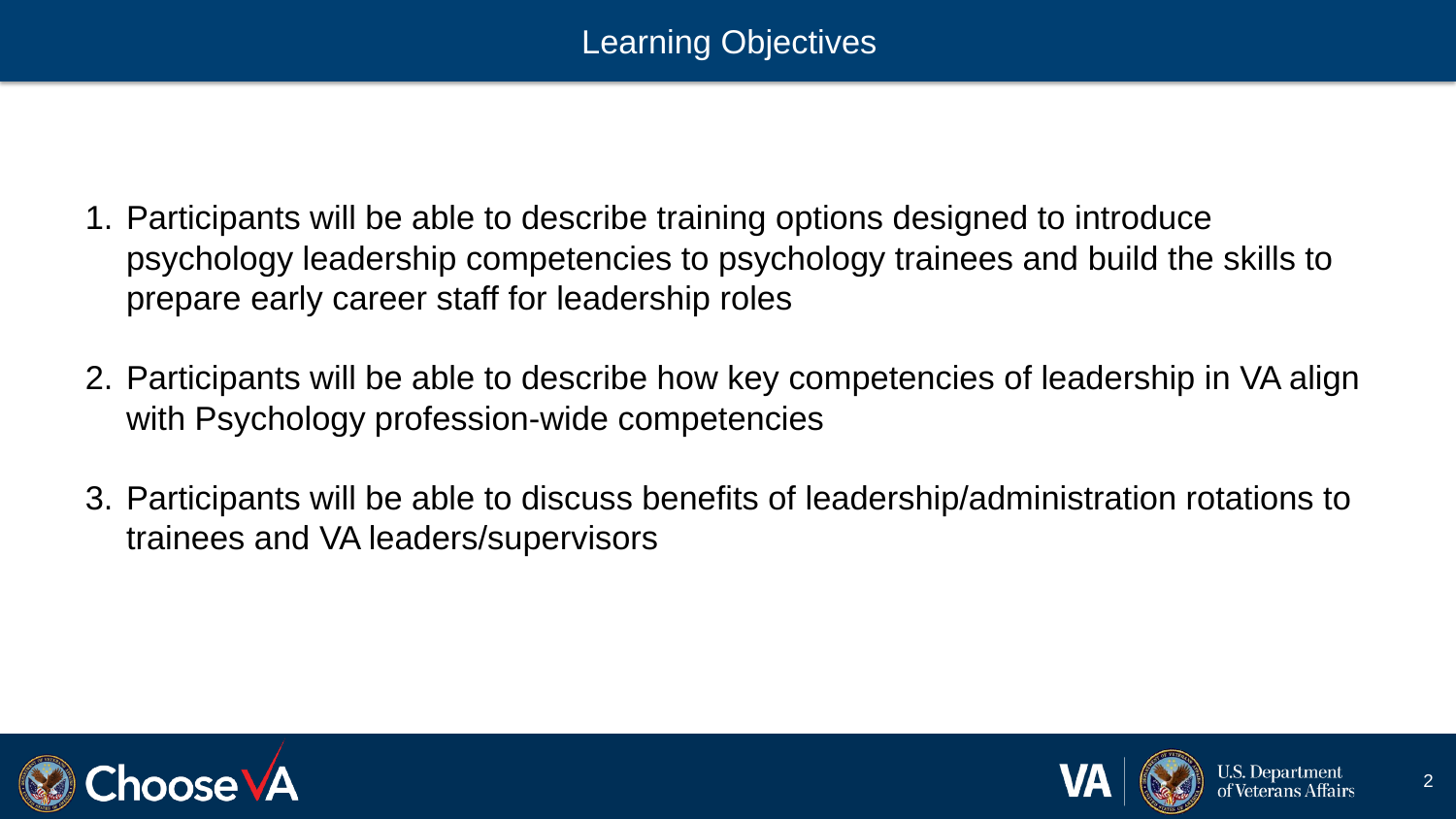# Learning Objectives

1. Participants will be able to describe training options designed to introduce psychology leadership competencies to psychology trainees and build the skills to prepare early career staff for leadership roles

2. Participants will be able to describe how key competencies of leadership in VA align with Psychology profession-wide competencies

3. Participants will be able to discuss benefits of leadership/administration rotations to trainees and VA leaders/supervisors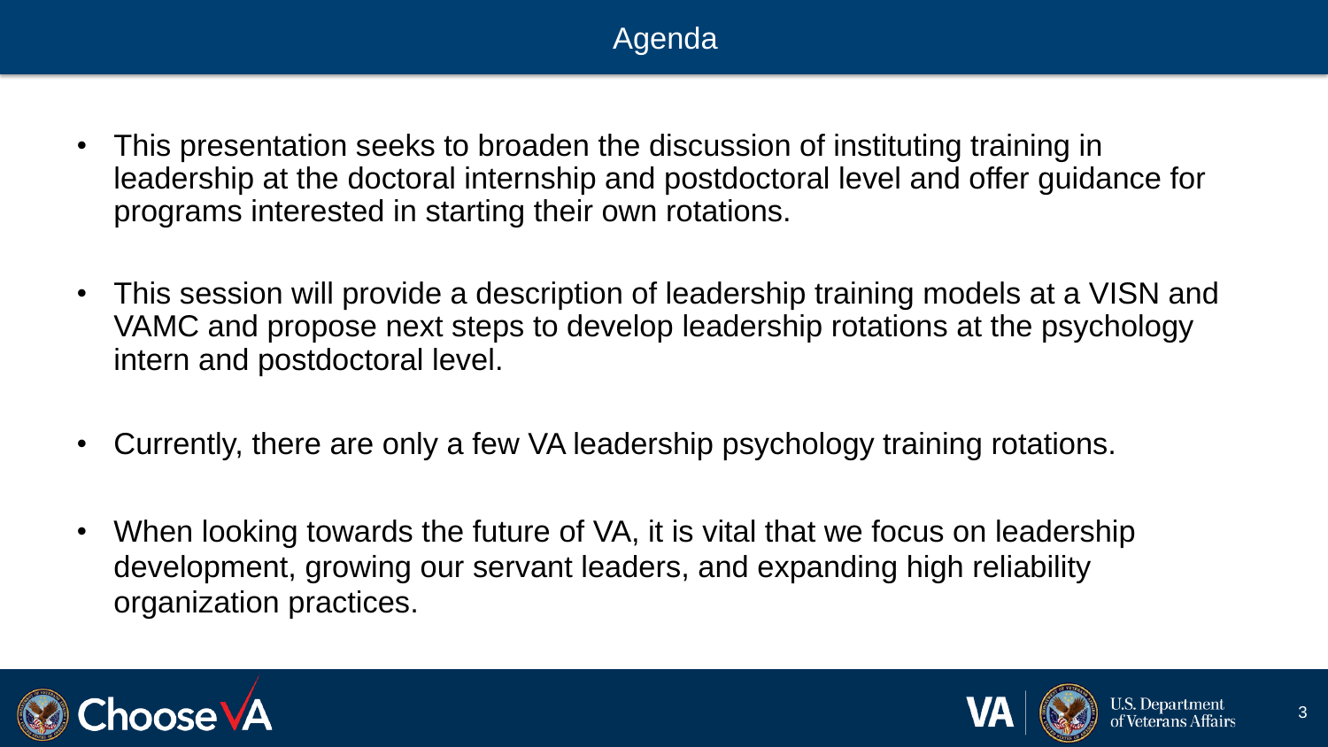# Agenda

- This presentation seeks to broaden the discussion of instituting training in leadership at the doctoral internship and postdoctoral level and offer guidance for programs interested in starting their own rotations.
- This session will provide a description of leadership training models at a VISN and VAMC and propose next steps to develop leadership rotations at the psychology intern and postdoctoral level.
- Currently, there are only a few VA leadership psychology training rotations.
- When looking towards the future of VA, it is vital that we focus on leadership development, growing our servant leaders, and expanding high reliability organization practices.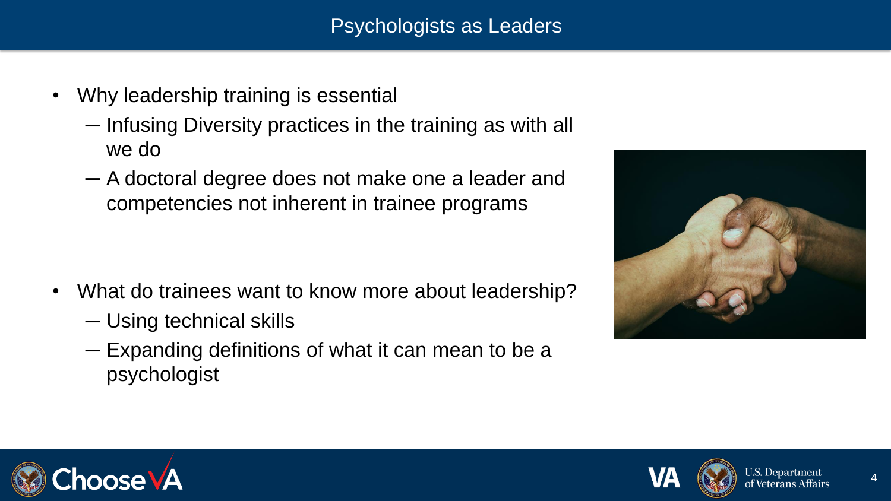# Psychologists as Leaders

- Why leadership training is essential
  - Infusing Diversity practices in the training as with all we do
  - A doctoral degree does not make one a leader and competencies not inherent in trainee programs

- What do trainees want to know more about leadership?
  - Using technical skills
  - Expanding definitions of what it can mean to be a psychologist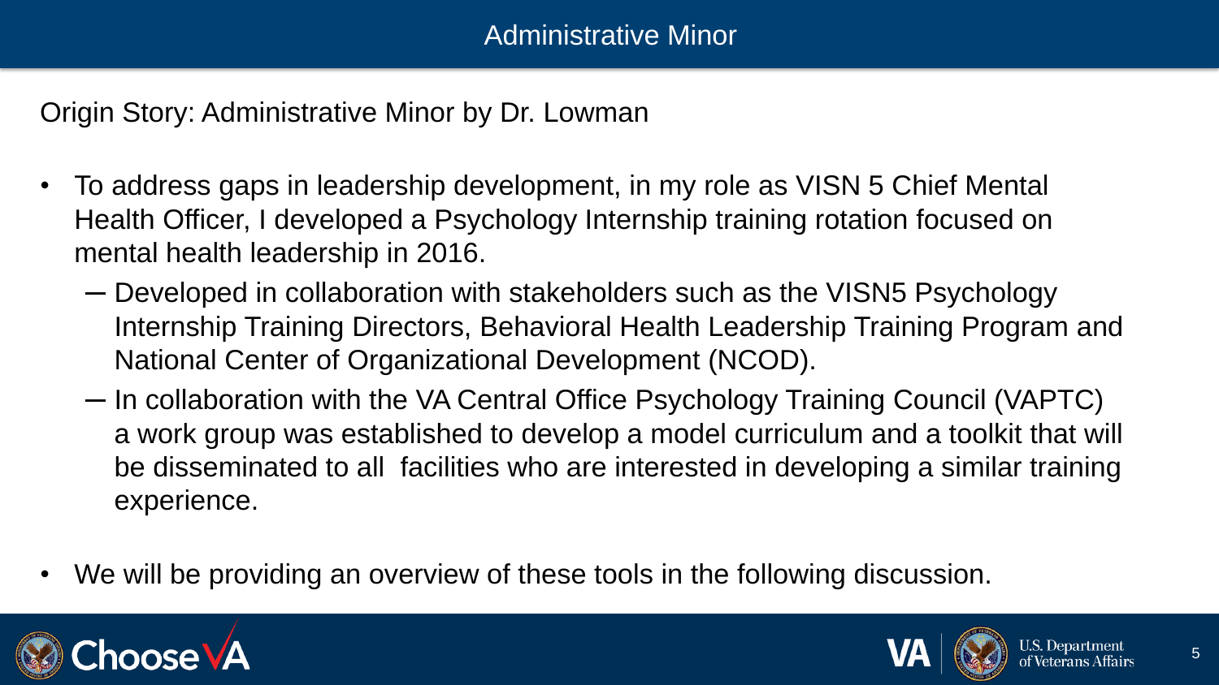# Administrative Minor

Origin Story: Administrative Minor by Dr. Lowman

- To address gaps in leadership development, in my role as VISN 5 Chief Mental Health Officer, I developed a Psychology Internship training rotation focused on mental health leadership in 2016.
  - Developed in collaboration with stakeholders such as the VISN5 Psychology Internship Training Directors, Behavioral Health Leadership Training Program and National Center of Organizational Development (NCOD).
  - In collaboration with the VA Central Office Psychology Training Council (VAPTC) a work group was established to develop a model curriculum and a toolkit that will be disseminated to all facilities who are interested in developing a similar training experience.
- We will be providing an overview of these tools in the following discussion.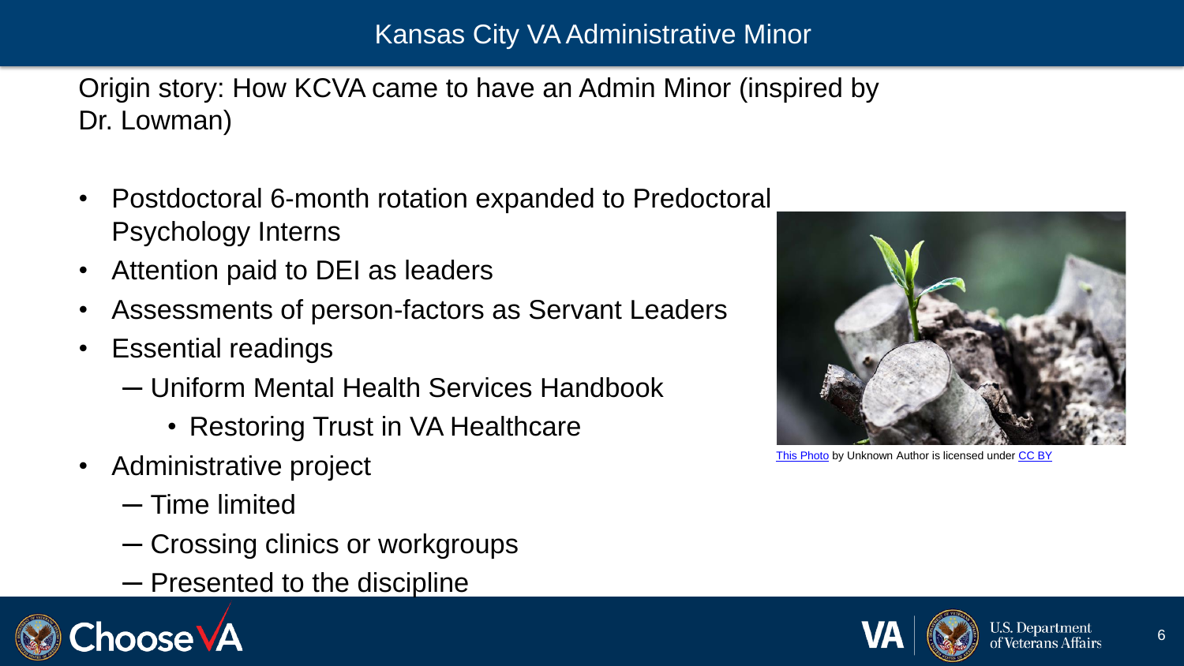# Kansas City VA Administrative Minor

Origin story: How KCVA came to have an Admin Minor (inspired by Dr. Lowman)

- Postdoctoral 6-month rotation expanded to Predoctoral Psychology Interns
- Attention paid to DEI as leaders
- Assessments of person-factors as Servant Leaders
- Essential readings
  - Uniform Mental Health Services Handbook
    - Restoring Trust in VA Healthcare
- Administrative project
  - Time limited
  - Crossing clinics or workgroups
  - Presented to the discipline

This Photo by Unknown Author is licensed under CC BY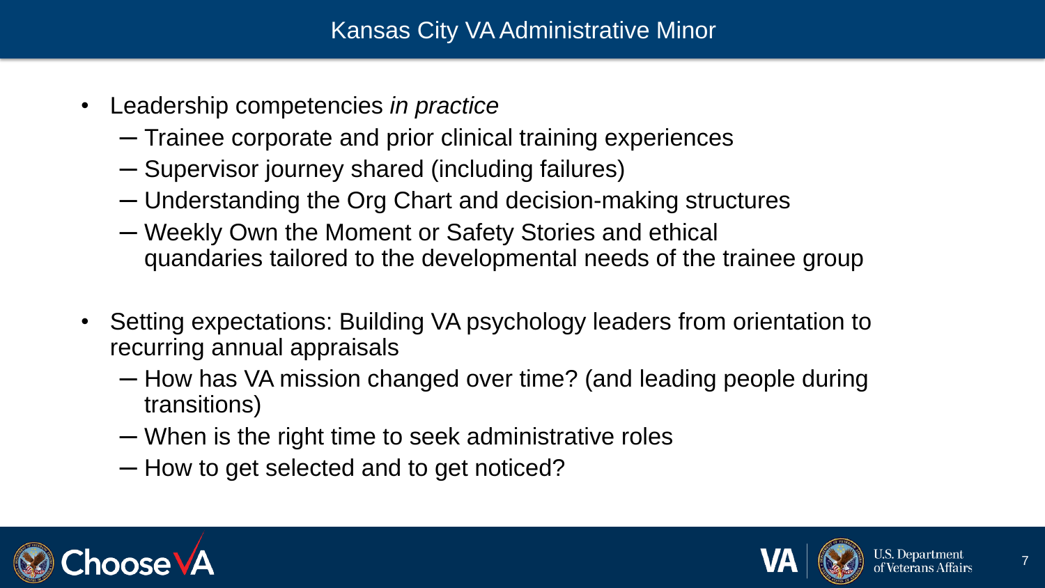# Kansas City VA Administrative Minor

- Leadership competencies *in practice*
  - Trainee corporate and prior clinical training experiences
  - Supervisor journey shared (including failures)
  - Understanding the Org Chart and decision-making structures
  - Weekly Own the Moment or Safety Stories and ethical quandaries tailored to the developmental needs of the trainee group
- Setting expectations: Building VA psychology leaders from orientation to recurring annual appraisals
  - How has VA mission changed over time? (and leading people during transitions)
  - When is the right time to seek administrative roles
  - How to get selected and to get noticed?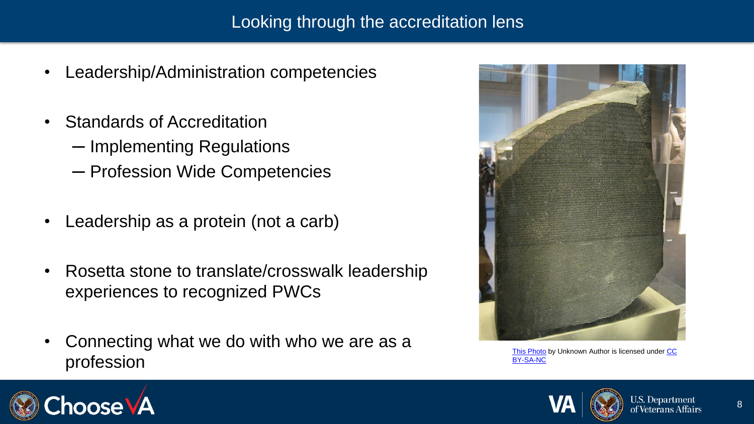# Looking through the accreditation lens

- Leadership/Administration competencies
- Standards of Accreditation
  - Implementing Regulations
  - Profession Wide Competencies
- Leadership as a protein (not a carb)
- Rosetta stone to translate/crosswalk leadership experiences to recognized PWCs
- Connecting what we do with who we are as a profession

This Photo by Unknown Author is licensed under CC BY-SA-NC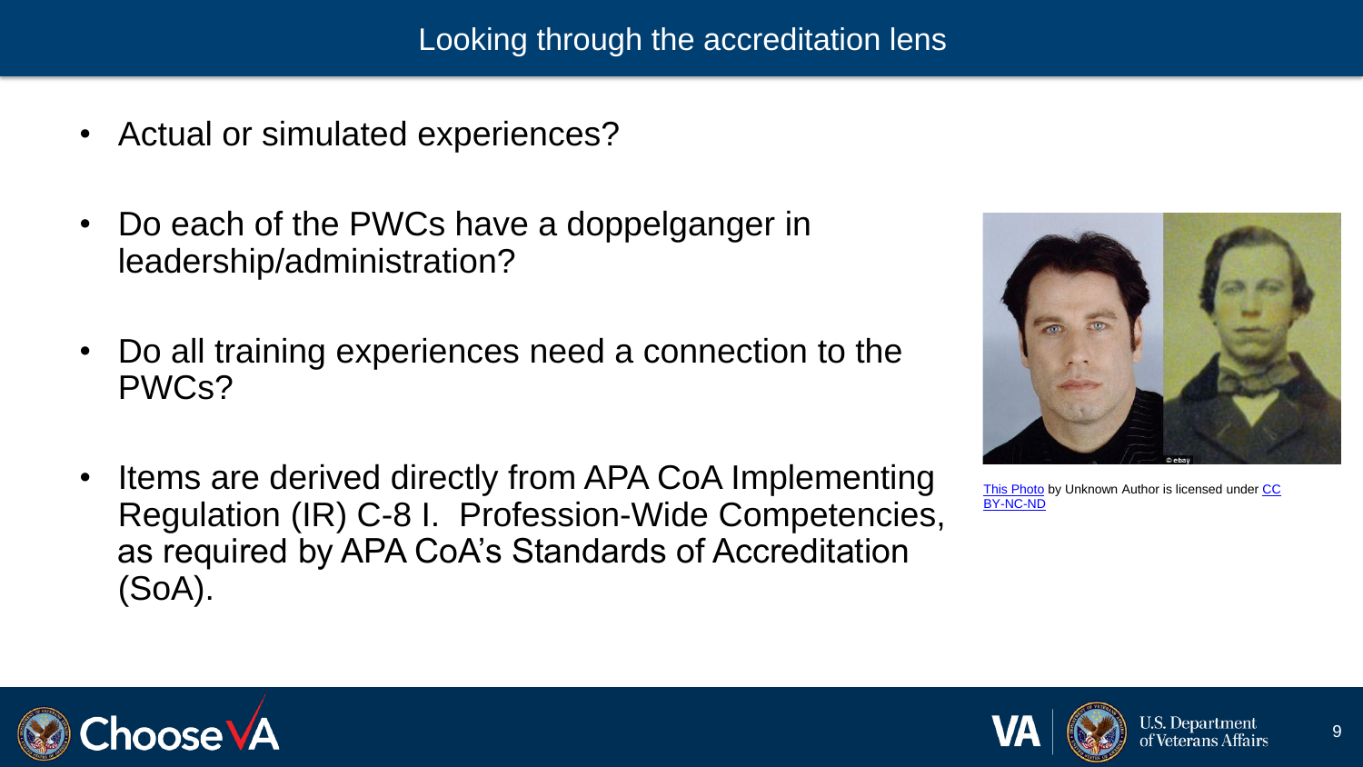# Looking through the accreditation lens

- Actual or simulated experiences?
- Do each of the PWCs have a doppelganger in leadership/administration?
- Do all training experiences need a connection to the PWCs?
- Items are derived directly from APA CoA Implementing Regulation (IR) C-8 I. Profession-Wide Competencies, as required by APA CoA's Standards of Accreditation (SoA).

This Photo by Unknown Author is licensed under CC BY-NC-ND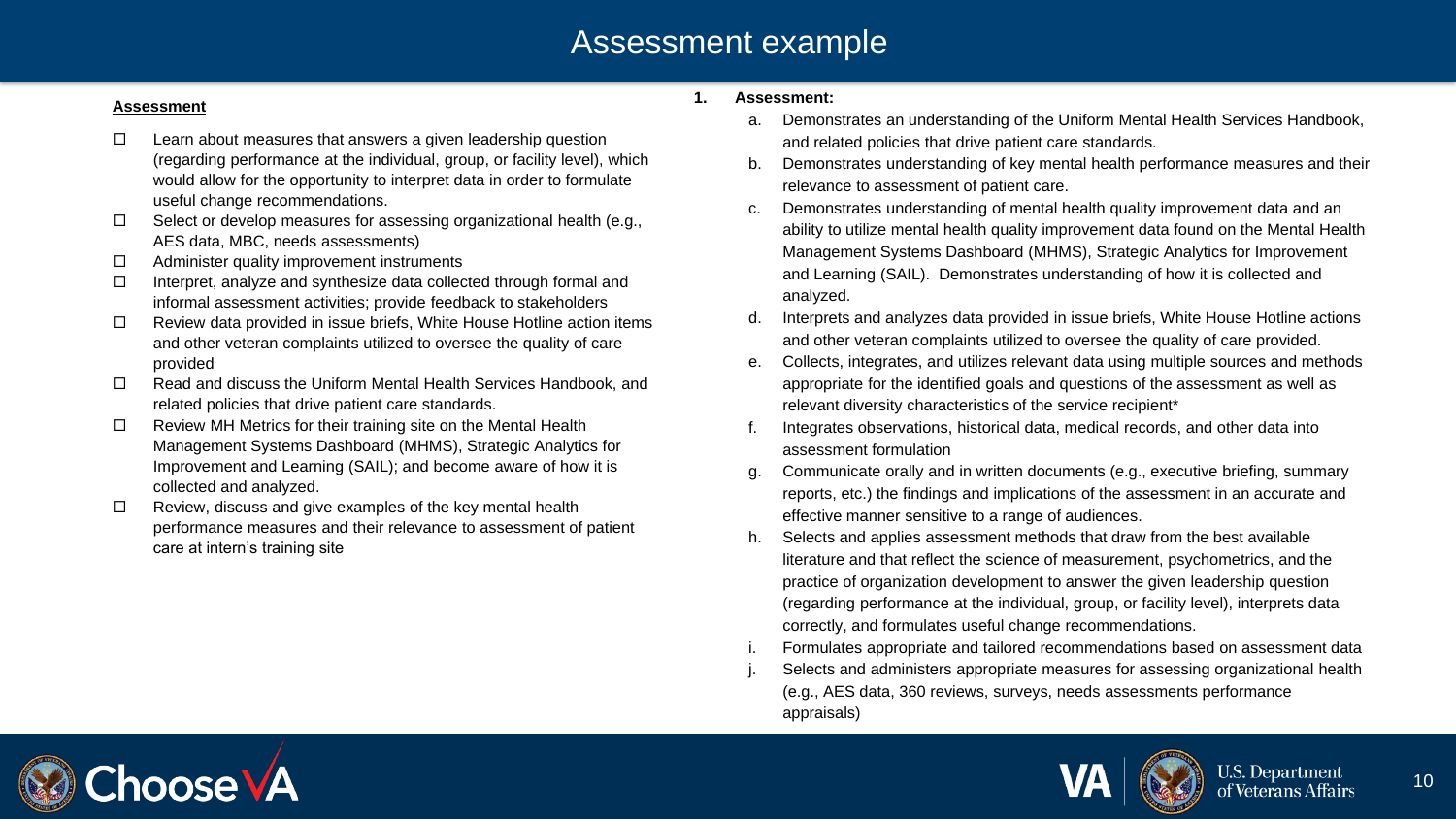# Assessment example

**Assessment**

- ☐ Learn about measures that answers a given leadership question (regarding performance at the individual, group, or facility level), which would allow for the opportunity to interpret data in order to formulate useful change recommendations.
- ☐ Select or develop measures for assessing organizational health (e.g., AES data, MBC, needs assessments)
- ☐ Administer quality improvement instruments
- ☐ Interpret, analyze and synthesize data collected through formal and informal assessment activities; provide feedback to stakeholders
- ☐ Review data provided in issue briefs, White House Hotline action items and other veteran complaints utilized to oversee the quality of care provided
- ☐ Read and discuss the Uniform Mental Health Services Handbook, and related policies that drive patient care standards.
- ☐ Review MH Metrics for their training site on the Mental Health Management Systems Dashboard (MHMS), Strategic Analytics for Improvement and Learning (SAIL); and become aware of how it is collected and analyzed.
- ☐ Review, discuss and give examples of the key mental health performance measures and their relevance to assessment of patient care at intern's training site

1. **Assessment:**
   a. Demonstrates an understanding of the Uniform Mental Health Services Handbook, and related policies that drive patient care standards.
   b. Demonstrates understanding of key mental health performance measures and their relevance to assessment of patient care.
   c. Demonstrates understanding of mental health quality improvement data and an ability to utilize mental health quality improvement data found on the Mental Health Management Systems Dashboard (MHMS), Strategic Analytics for Improvement and Learning (SAIL). Demonstrates understanding of how it is collected and analyzed.
   d. Interprets and analyzes data provided in issue briefs, White House Hotline actions and other veteran complaints utilized to oversee the quality of care provided.
   e. Collects, integrates, and utilizes relevant data using multiple sources and methods appropriate for the identified goals and questions of the assessment as well as relevant diversity characteristics of the service recipient*
   f. Integrates observations, historical data, medical records, and other data into assessment formulation
   g. Communicate orally and in written documents (e.g., executive briefing, summary reports, etc.) the findings and implications of the assessment in an accurate and effective manner sensitive to a range of audiences.
   h. Selects and applies assessment methods that draw from the best available literature and that reflect the science of measurement, psychometrics, and the practice of organization development to answer the given leadership question (regarding performance at the individual, group, or facility level), interprets data correctly, and formulates useful change recommendations.
   i. Formulates appropriate and tailored recommendations based on assessment data
   j. Selects and administers appropriate measures for assessing organizational health (e.g., AES data, 360 reviews, surveys, needs assessments performance appraisals)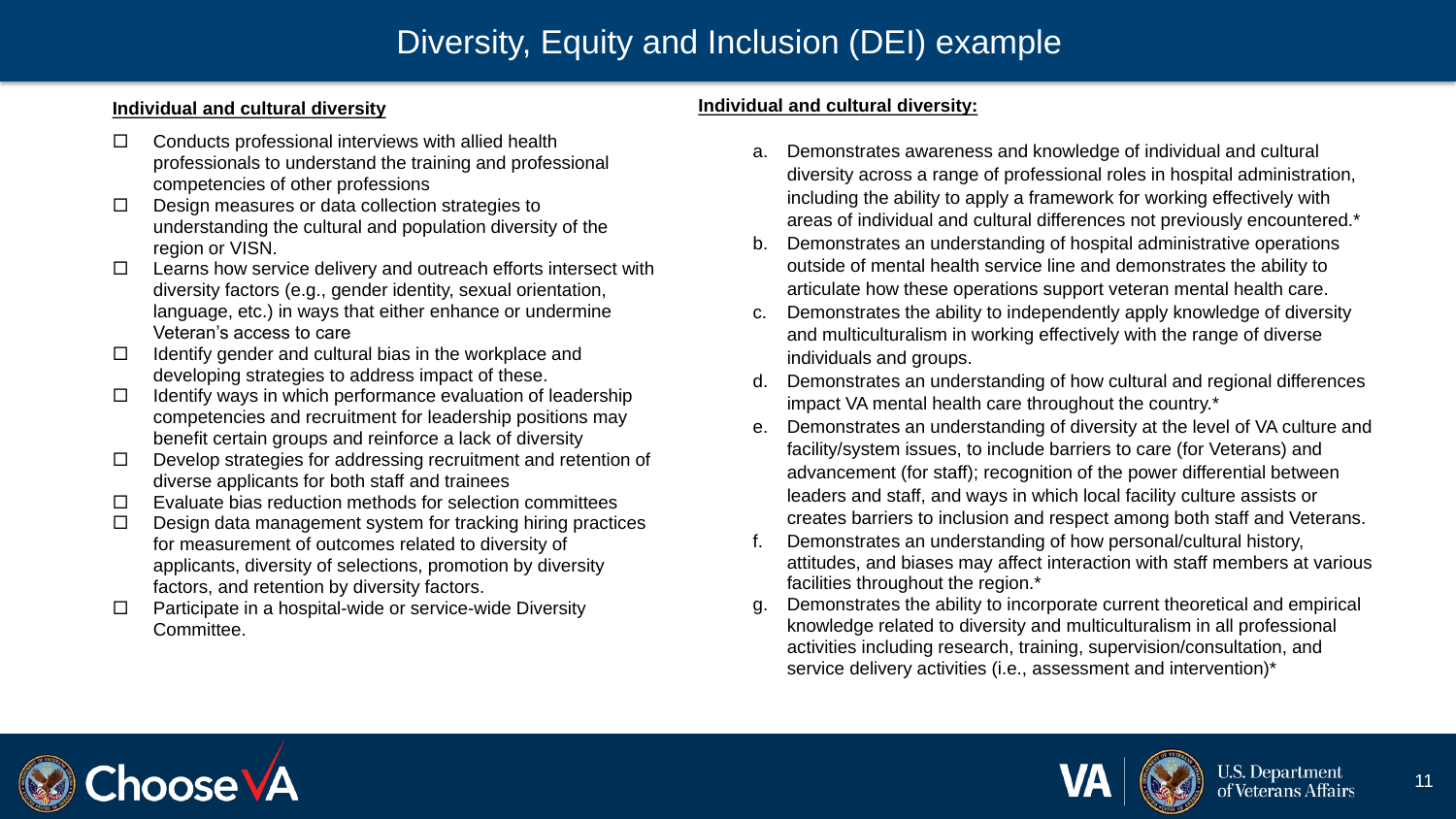# Diversity, Equity and Inclusion (DEI) example

**Individual and cultural diversity**

- ☐ Conducts professional interviews with allied health professionals to understand the training and professional competencies of other professions
- ☐ Design measures or data collection strategies to understanding the cultural and population diversity of the region or VISN.
- ☐ Learns how service delivery and outreach efforts intersect with diversity factors (e.g., gender identity, sexual orientation, language, etc.) in ways that either enhance or undermine Veteran's access to care
- ☐ Identify gender and cultural bias in the workplace and developing strategies to address impact of these.
- ☐ Identify ways in which performance evaluation of leadership competencies and recruitment for leadership positions may benefit certain groups and reinforce a lack of diversity
- ☐ Develop strategies for addressing recruitment and retention of diverse applicants for both staff and trainees
- ☐ Evaluate bias reduction methods for selection committees
- ☐ Design data management system for tracking hiring practices for measurement of outcomes related to diversity of applicants, diversity of selections, promotion by diversity factors, and retention by diversity factors.
- ☐ Participate in a hospital-wide or service-wide Diversity Committee.

**Individual and cultural diversity:**

a. Demonstrates awareness and knowledge of individual and cultural diversity across a range of professional roles in hospital administration, including the ability to apply a framework for working effectively with areas of individual and cultural differences not previously encountered.*

b. Demonstrates an understanding of hospital administrative operations outside of mental health service line and demonstrates the ability to articulate how these operations support veteran mental health care.

c. Demonstrates the ability to independently apply knowledge of diversity and multiculturalism in working effectively with the range of diverse individuals and groups.

d. Demonstrates an understanding of how cultural and regional differences impact VA mental health care throughout the country.*

e. Demonstrates an understanding of diversity at the level of VA culture and facility/system issues, to include barriers to care (for Veterans) and advancement (for staff); recognition of the power differential between leaders and staff, and ways in which local facility culture assists or creates barriers to inclusion and respect among both staff and Veterans.

f. Demonstrates an understanding of how personal/cultural history, attitudes, and biases may affect interaction with staff members at various facilities throughout the region.*

g. Demonstrates the ability to incorporate current theoretical and empirical knowledge related to diversity and multiculturalism in all professional activities including research, training, supervision/consultation, and service delivery activities (i.e., assessment and intervention)*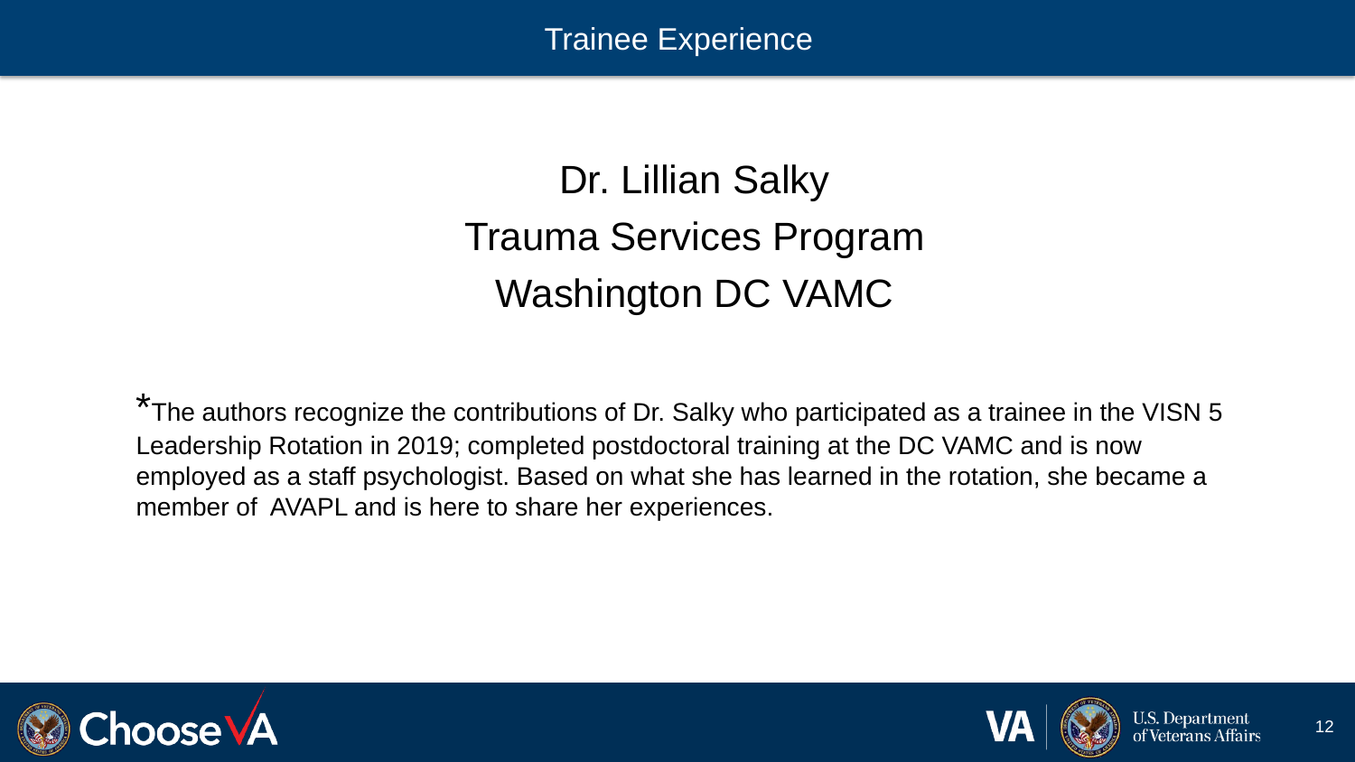# Trainee Experience

## Dr. Lillian Salky
## Trauma Services Program
## Washington DC VAMC

*The authors recognize the contributions of Dr. Salky who participated as a trainee in the VISN 5 Leadership Rotation in 2019; completed postdoctoral training at the DC VAMC and is now employed as a staff psychologist. Based on what she has learned in the rotation, she became a member of AVAPL and is here to share her experiences.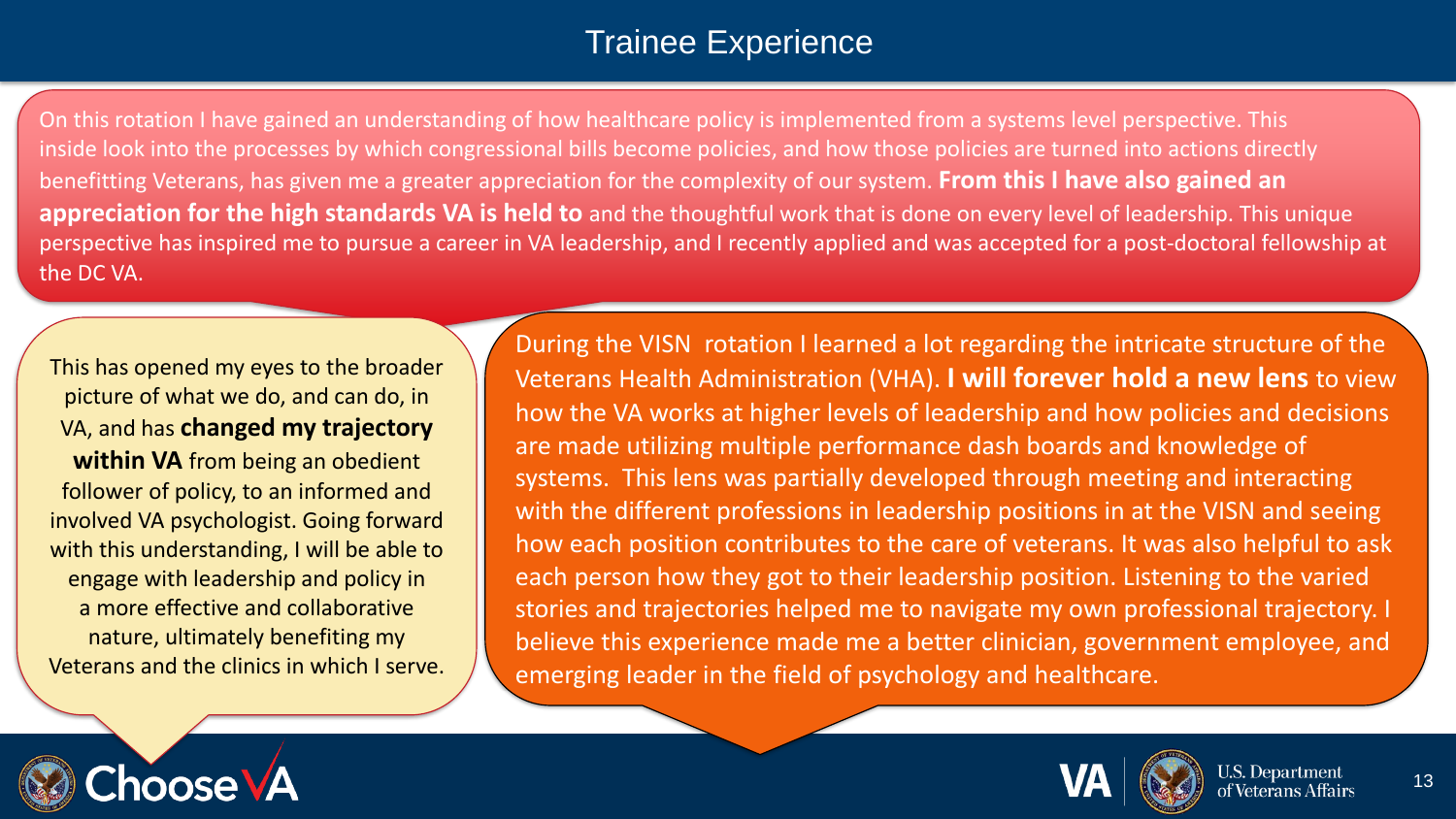# Trainee Experience

On this rotation I have gained an understanding of how healthcare policy is implemented from a systems level perspective. This inside look into the processes by which congressional bills become policies, and how those policies are turned into actions directly benefitting Veterans, has given me a greater appreciation for the complexity of our system. **From this I have also gained an appreciation for the high standards VA is held to** and the thoughtful work that is done on every level of leadership. This unique perspective has inspired me to pursue a career in VA leadership, and I recently applied and was accepted for a post-doctoral fellowship at the DC VA.

This has opened my eyes to the broader picture of what we do, and can do, in VA, and has **changed my trajectory within VA** from being an obedient follower of policy, to an informed and involved VA psychologist. Going forward with this understanding, I will be able to engage with leadership and policy in a more effective and collaborative nature, ultimately benefiting my Veterans and the clinics in which I serve.

During the VISN rotation I learned a lot regarding the intricate structure of the Veterans Health Administration (VHA). **I will forever hold a new lens** to view how the VA works at higher levels of leadership and how policies and decisions are made utilizing multiple performance dash boards and knowledge of systems. This lens was partially developed through meeting and interacting with the different professions in leadership positions in at the VISN and seeing how each position contributes to the care of veterans. It was also helpful to ask each person how they got to their leadership position. Listening to the varied stories and trajectories helped me to navigate my own professional trajectory. I believe this experience made me a better clinician, government employee, and emerging leader in the field of psychology and healthcare.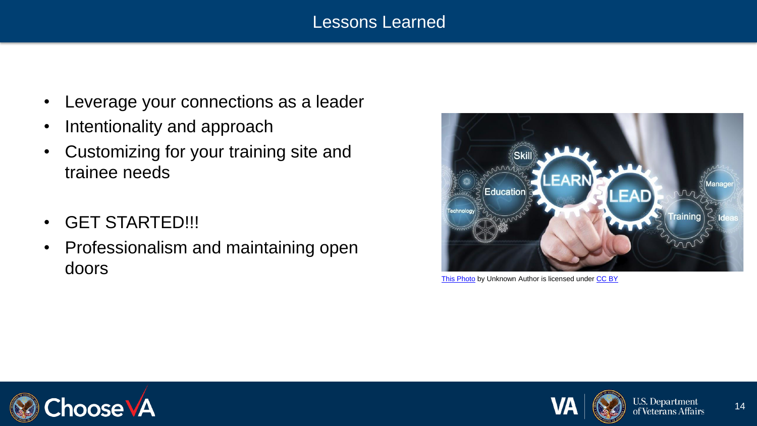# Lessons Learned

- Leverage your connections as a leader
- Intentionality and approach
- Customizing for your training site and trainee needs

- GET STARTED!!!
- Professionalism and maintaining open doors

This Photo by Unknown Author is licensed under CC BY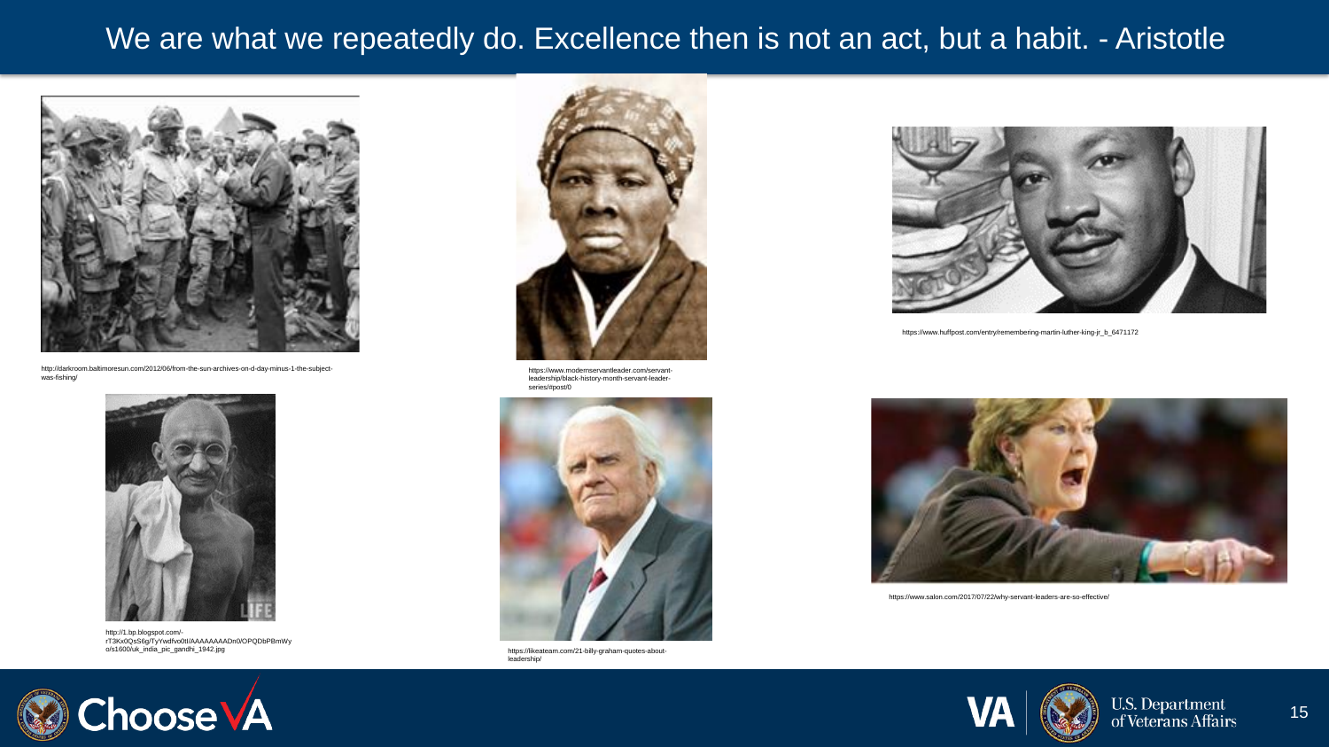# We are what we repeatedly do. Excellence then is not an act, but a habit. - Aristotle

http://darkroom.baltimoresun.com/2012/06/from-the-sun-archives-on-d-day-minus-1-the-subject-was-fishing/

https://www.modernservantleader.com/servant-leadership/black-history-month-servant-leader-series/#post/0

https://www.huffpost.com/entry/remembering-martin-luther-king-jr_b_6471172

http://1.bp.blogspot.com/-rT3Kx0QsS6g/TyYwdfvo0tI/AAAAAAAADn0/OPQDbPBmWyo/s1600/uk_india_pic_gandhi_1942.jpg

https://likeateam.com/21-billy-graham-quotes-about-leadership/

https://www.salon.com/2017/07/22/why-servant-leaders-are-so-effective/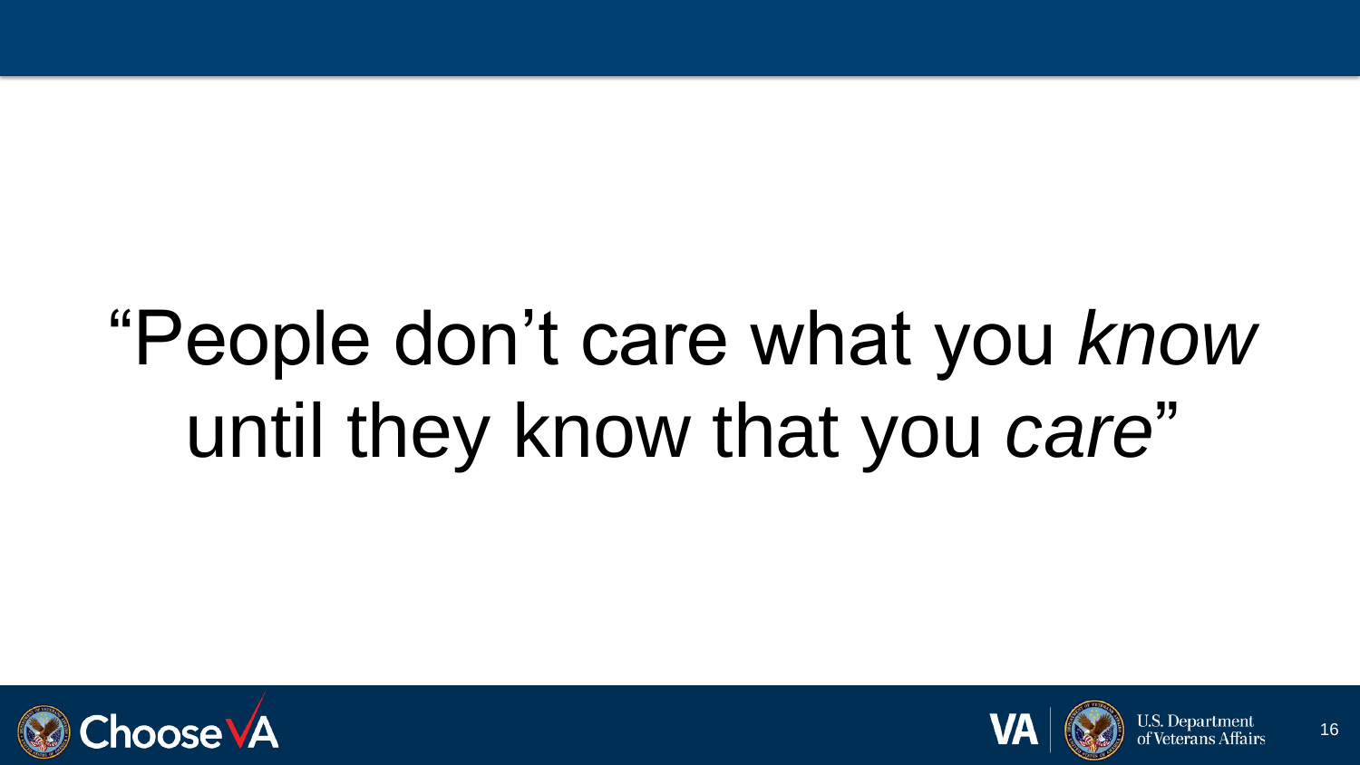“People don’t care what you *know* until they know that you *care*”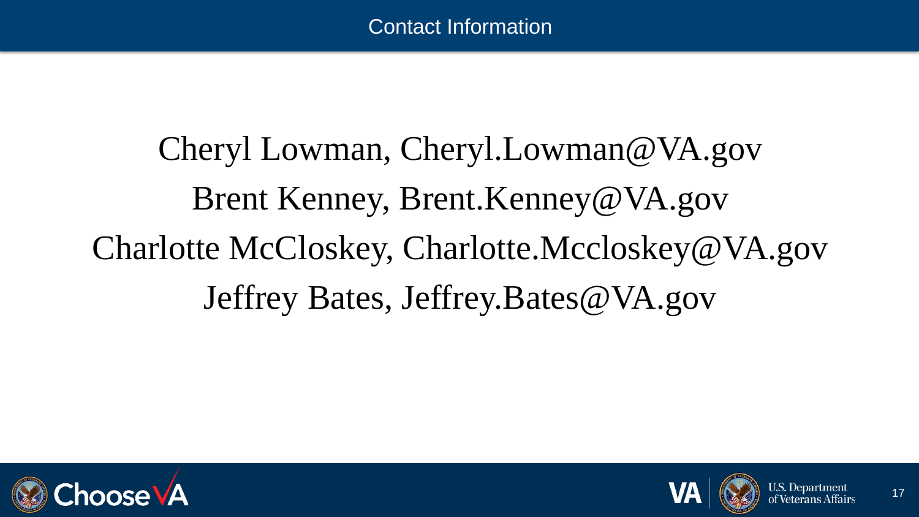# Contact Information

Cheryl Lowman, Cheryl.Lowman@VA.gov

Brent Kenney, Brent.Kenney@VA.gov

Charlotte McCloskey, Charlotte.Mccloskey@VA.gov

Jeffrey Bates, Jeffrey.Bates@VA.gov